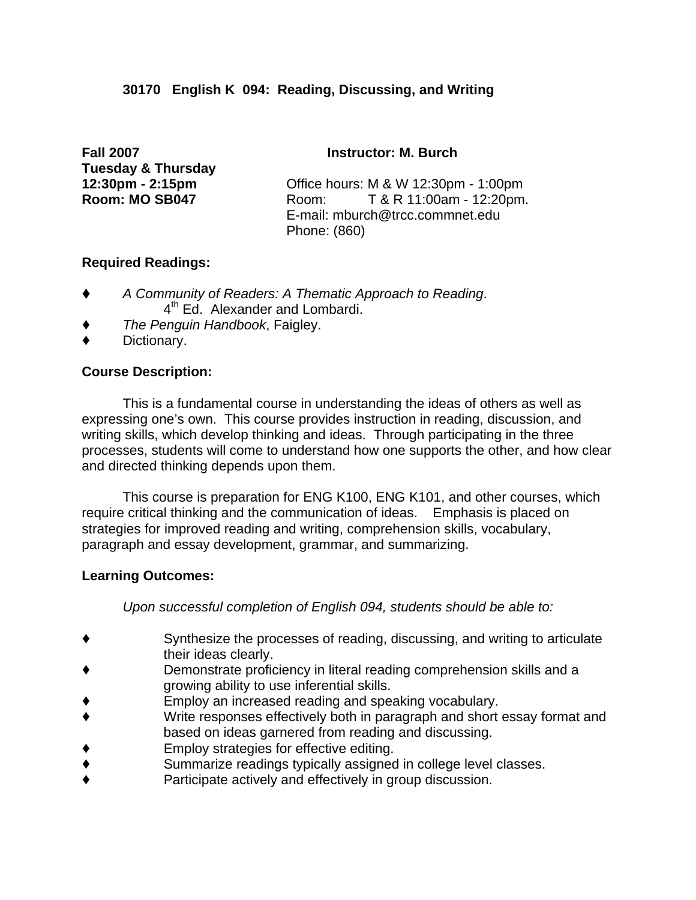**30170 English K 094: Reading, Discussing, and Writing**

**Fall 2007**
**Tuesday & Thursday**
**12:30pm - 2:15pm**
**Room: MO SB047**

**Instructor: M. Burch**

Office hours: M & W 12:30pm - 1:00pm
Room: T & R 11:00am - 12:20pm.
E-mail: mburch@trcc.commnet.edu
Phone: (860)

**Required Readings:**

- *A Community of Readers: A Thematic Approach to Reading*. 4th Ed. Alexander and Lombardi.
- *The Penguin Handbook*, Faigley.
- Dictionary.

**Course Description:**

This is a fundamental course in understanding the ideas of others as well as expressing one's own. This course provides instruction in reading, discussion, and writing skills, which develop thinking and ideas. Through participating in the three processes, students will come to understand how one supports the other, and how clear and directed thinking depends upon them.

This course is preparation for ENG K100, ENG K101, and other courses, which require critical thinking and the communication of ideas. Emphasis is placed on strategies for improved reading and writing, comprehension skills, vocabulary, paragraph and essay development, grammar, and summarizing.

**Learning Outcomes:**

*Upon successful completion of English 094, students should be able to:*

- Synthesize the processes of reading, discussing, and writing to articulate their ideas clearly.
- Demonstrate proficiency in literal reading comprehension skills and a growing ability to use inferential skills.
- Employ an increased reading and speaking vocabulary.
- Write responses effectively both in paragraph and short essay format and based on ideas garnered from reading and discussing.
- Employ strategies for effective editing.
- Summarize readings typically assigned in college level classes.
- Participate actively and effectively in group discussion.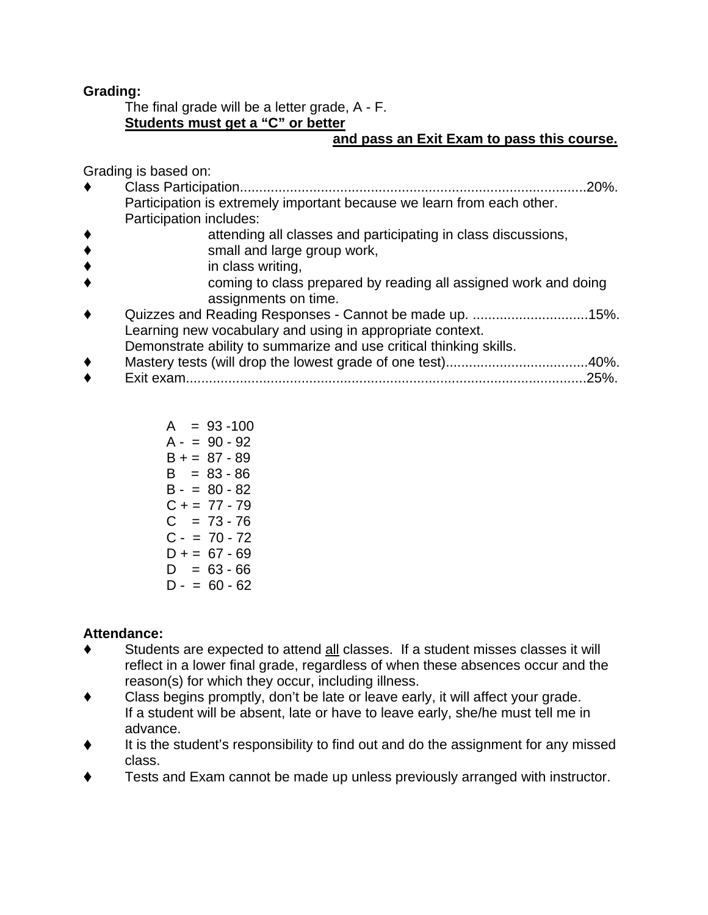**Grading:**

The final grade will be a letter grade, A - F.

**Students must get a "C" or better and pass an Exit Exam to pass this course.**

Grading is based on:

- Class Participation..........................................................................................20%.
  Participation is extremely important because we learn from each other.
  Participation includes:
- attending all classes and participating in class discussions,
- small and large group work,
- in class writing,
- coming to class prepared by reading all assigned work and doing assignments on time.
- Quizzes and Reading Responses - Cannot be made up. ..............................15%.
  Learning new vocabulary and using in appropriate context.
  Demonstrate ability to summarize and use critical thinking skills.
- Mastery tests (will drop the lowest grade of one test).....................................40%.
- Exit exam........................................................................................................25%.

A = 93 -100
A - = 90 - 92
B + = 87 - 89
B = 83 - 86
B - = 80 - 82
C + = 77 - 79
C = 73 - 76
C - = 70 - 72
D + = 67 - 69
D = 63 - 66
D - = 60 - 62

**Attendance:**

- Students are expected to attend all classes. If a student misses classes it will reflect in a lower final grade, regardless of when these absences occur and the reason(s) for which they occur, including illness.
- Class begins promptly, don't be late or leave early, it will affect your grade. If a student will be absent, late or have to leave early, she/he must tell me in advance.
- It is the student's responsibility to find out and do the assignment for any missed class.
- Tests and Exam cannot be made up unless previously arranged with instructor.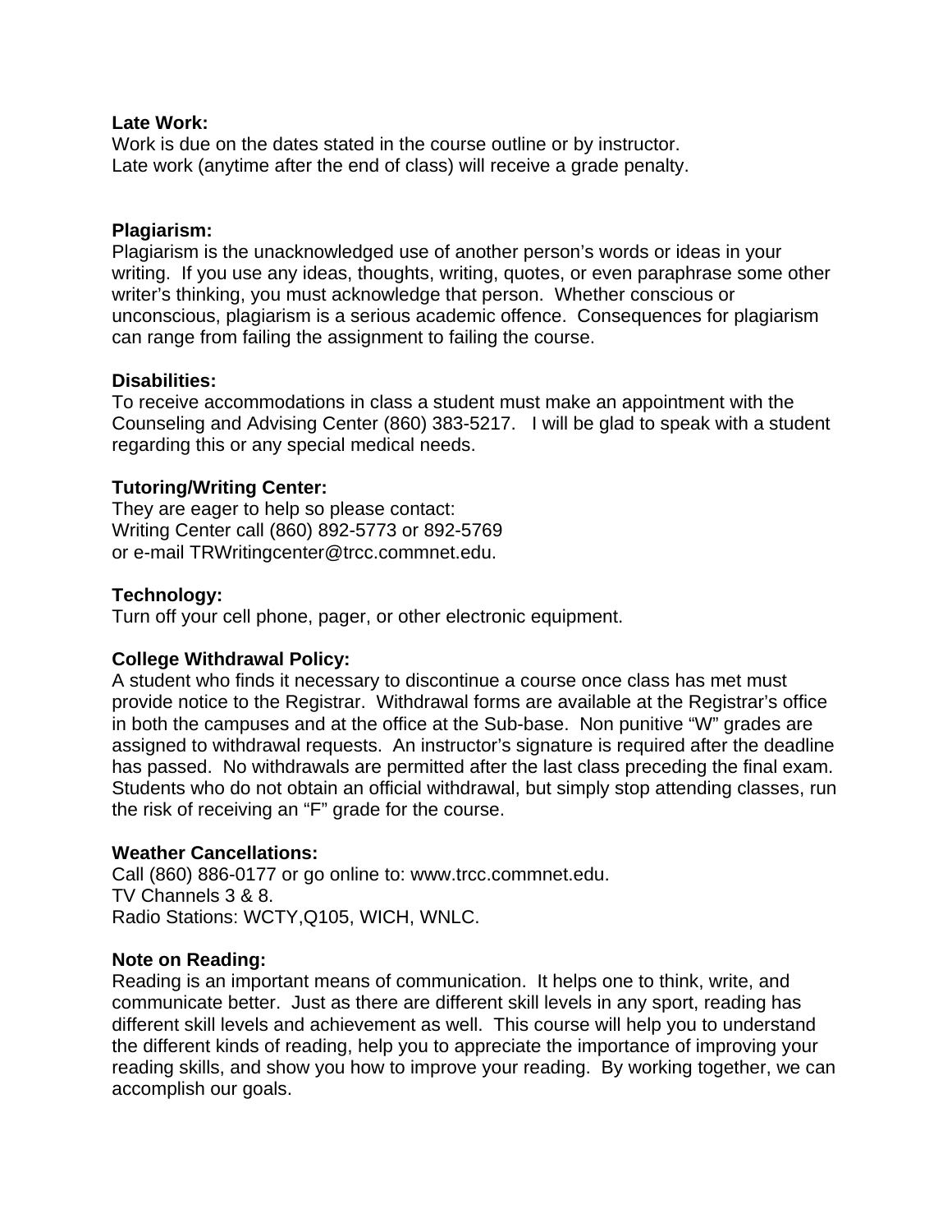**Late Work:**
Work is due on the dates stated in the course outline or by instructor.
Late work (anytime after the end of class) will receive a grade penalty.

**Plagiarism:**
Plagiarism is the unacknowledged use of another person's words or ideas in your writing. If you use any ideas, thoughts, writing, quotes, or even paraphrase some other writer's thinking, you must acknowledge that person. Whether conscious or unconscious, plagiarism is a serious academic offence. Consequences for plagiarism can range from failing the assignment to failing the course.

**Disabilities:**
To receive accommodations in class a student must make an appointment with the Counseling and Advising Center (860) 383-5217. I will be glad to speak with a student regarding this or any special medical needs.

**Tutoring/Writing Center:**
They are eager to help so please contact:
Writing Center call (860) 892-5773 or 892-5769
or e-mail TRWritingcenter@trcc.commnet.edu.

**Technology:**
Turn off your cell phone, pager, or other electronic equipment.

**College Withdrawal Policy:**
A student who finds it necessary to discontinue a course once class has met must provide notice to the Registrar. Withdrawal forms are available at the Registrar's office in both the campuses and at the office at the Sub-base. Non punitive "W" grades are assigned to withdrawal requests. An instructor's signature is required after the deadline has passed. No withdrawals are permitted after the last class preceding the final exam. Students who do not obtain an official withdrawal, but simply stop attending classes, run the risk of receiving an "F" grade for the course.

**Weather Cancellations:**
Call (860) 886-0177 or go online to: www.trcc.commnet.edu.
TV Channels 3 & 8.
Radio Stations: WCTY,Q105, WICH, WNLC.

**Note on Reading:**
Reading is an important means of communication. It helps one to think, write, and communicate better. Just as there are different skill levels in any sport, reading has different skill levels and achievement as well. This course will help you to understand the different kinds of reading, help you to appreciate the importance of improving your reading skills, and show you how to improve your reading. By working together, we can accomplish our goals.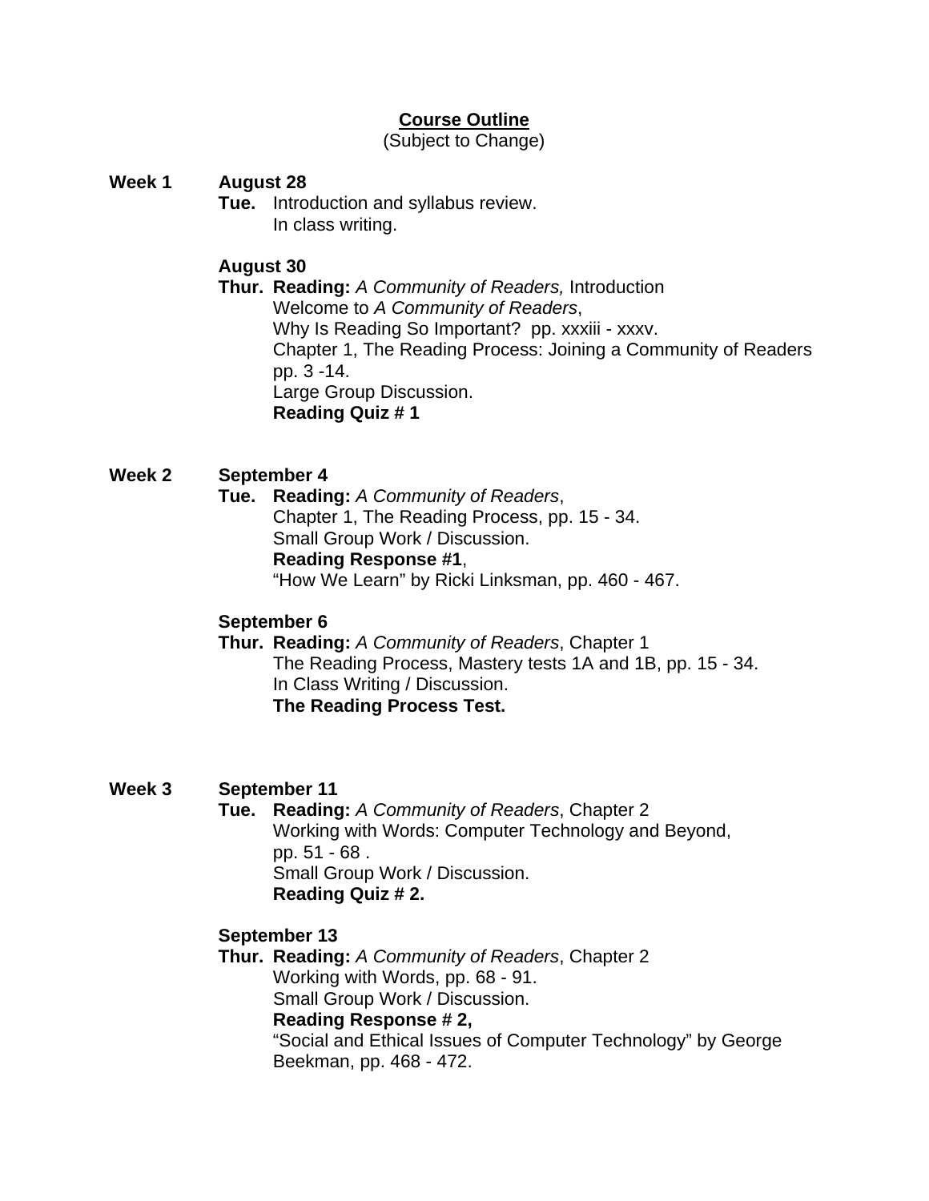**<u>Course Outline</u>**
(Subject to Change)

**Week 1** **August 28**

**Tue.** Introduction and syllabus review.
In class writing.

**August 30**

**Thur.** **Reading:** *A Community of Readers,* Introduction
Welcome to *A Community of Readers*,
Why Is Reading So Important? pp. xxxiii - xxxv.
Chapter 1, The Reading Process: Joining a Community of Readers pp. 3 -14.
Large Group Discussion.
**Reading Quiz # 1**

**Week 2** **September 4**

**Tue.** **Reading:** *A Community of Readers*,
Chapter 1, The Reading Process, pp. 15 - 34.
Small Group Work / Discussion.
**Reading Response #1**,
"How We Learn" by Ricki Linksman, pp. 460 - 467.

**September 6**

**Thur.** **Reading:** *A Community of Readers*, Chapter 1
The Reading Process, Mastery tests 1A and 1B, pp. 15 - 34.
In Class Writing / Discussion.
**The Reading Process Test.**

**Week 3** **September 11**

**Tue.** **Reading:** *A Community of Readers*, Chapter 2
Working with Words: Computer Technology and Beyond, pp. 51 - 68 .
Small Group Work / Discussion.
**Reading Quiz # 2.**

**September 13**

**Thur.** **Reading:** *A Community of Readers*, Chapter 2
Working with Words, pp. 68 - 91.
Small Group Work / Discussion.
**Reading Response # 2,**
"Social and Ethical Issues of Computer Technology" by George Beekman, pp. 468 - 472.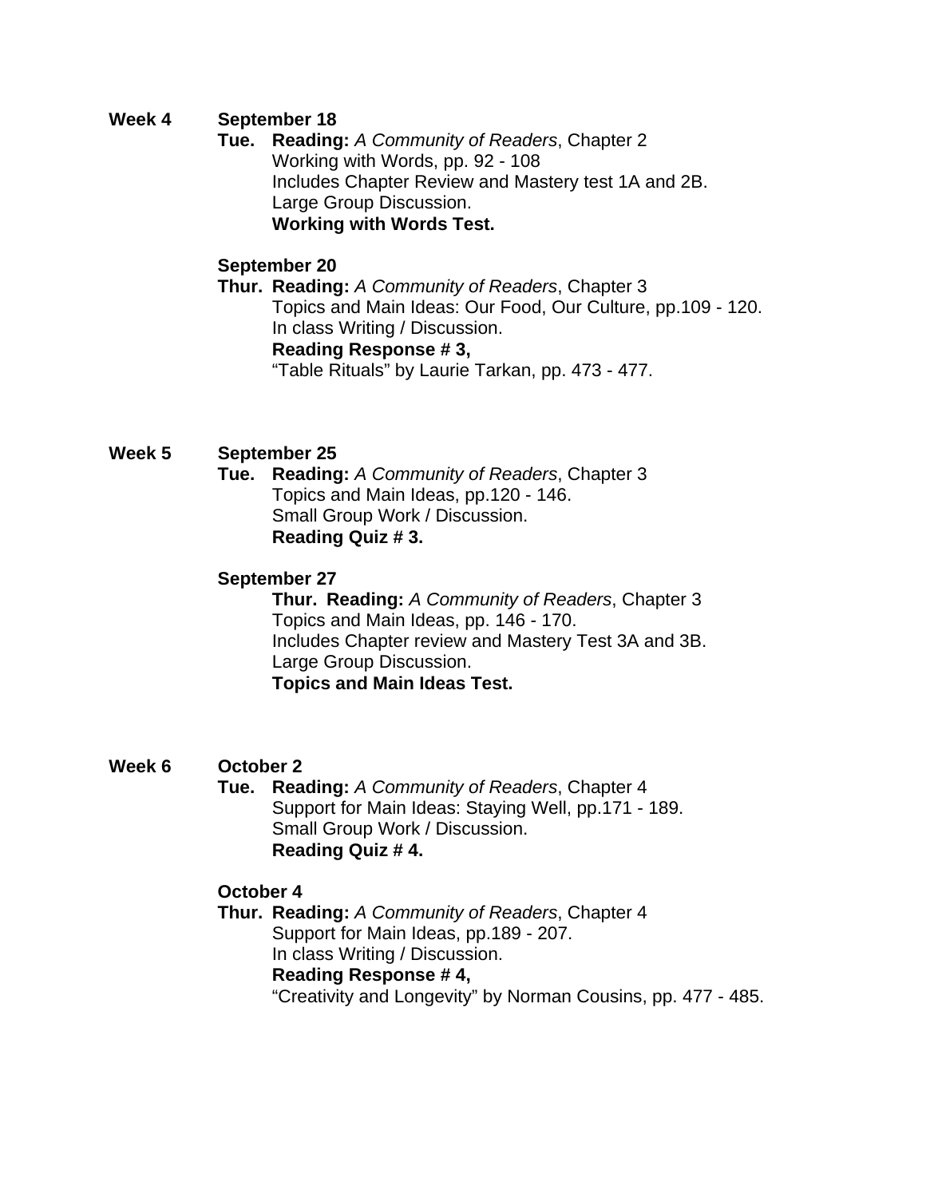**Week 4** **September 18**

**Tue.** **Reading:** *A Community of Readers*, Chapter 2
Working with Words, pp. 92 - 108
Includes Chapter Review and Mastery test 1A and 2B.
Large Group Discussion.
**Working with Words Test.**

**September 20**

**Thur.** **Reading:** *A Community of Readers*, Chapter 3
Topics and Main Ideas: Our Food, Our Culture, pp.109 - 120.
In class Writing / Discussion.
**Reading Response # 3,**
"Table Rituals" by Laurie Tarkan, pp. 473 - 477.

**Week 5** **September 25**

**Tue.** **Reading:** *A Community of Readers*, Chapter 3
Topics and Main Ideas, pp.120 - 146.
Small Group Work / Discussion.
**Reading Quiz # 3.**

**September 27**

**Thur.** **Reading:** *A Community of Readers*, Chapter 3
Topics and Main Ideas, pp. 146 - 170.
Includes Chapter review and Mastery Test 3A and 3B.
Large Group Discussion.
**Topics and Main Ideas Test.**

**Week 6** **October 2**

**Tue.** **Reading:** *A Community of Readers*, Chapter 4
Support for Main Ideas: Staying Well, pp.171 - 189.
Small Group Work / Discussion.
**Reading Quiz # 4.**

**October 4**

**Thur.** **Reading:** *A Community of Readers*, Chapter 4
Support for Main Ideas, pp.189 - 207.
In class Writing / Discussion.
**Reading Response # 4,**
"Creativity and Longevity" by Norman Cousins, pp. 477 - 485.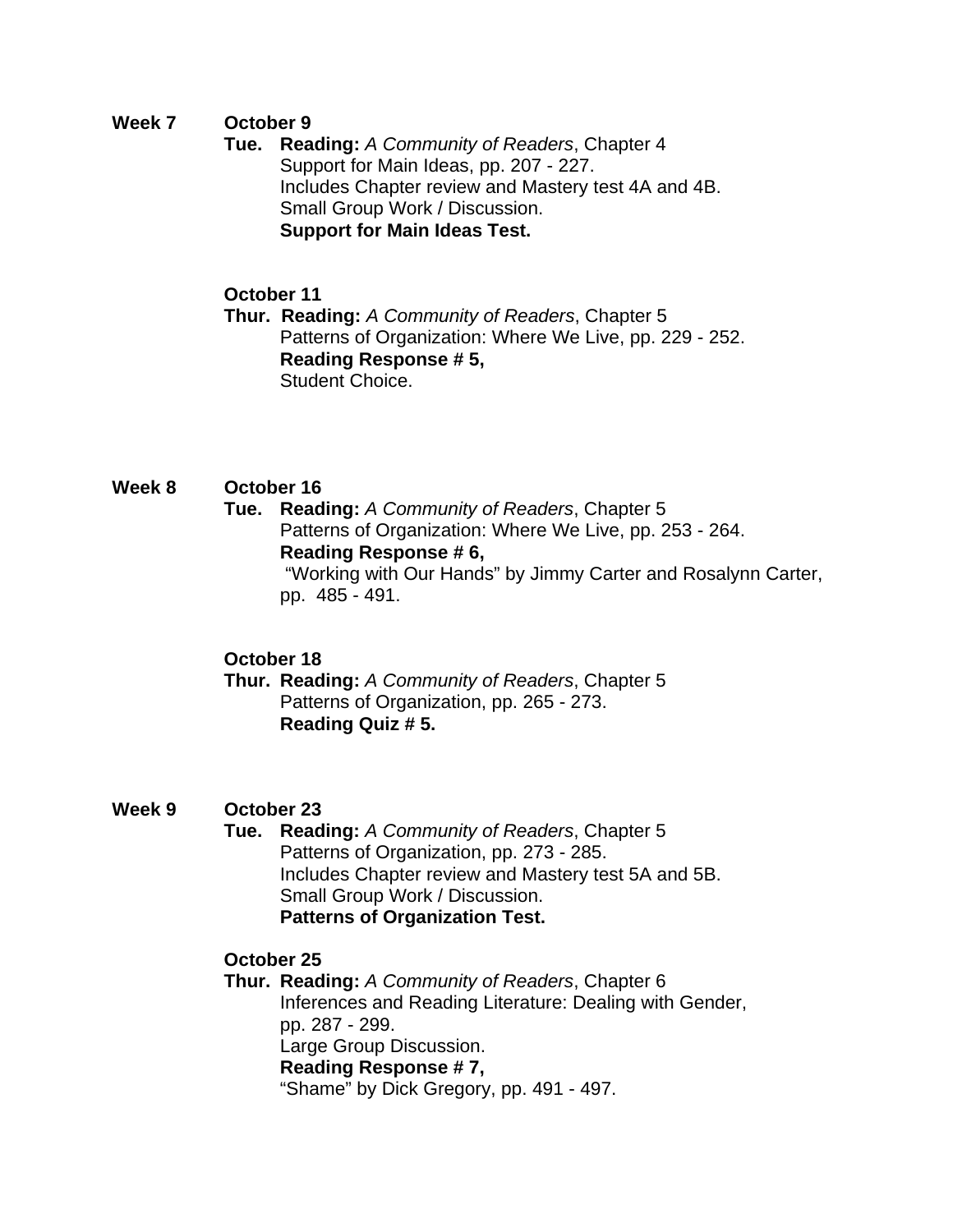**Week 7** **October 9**

**Tue.** **Reading:** *A Community of Readers*, Chapter 4
Support for Main Ideas, pp. 207 - 227.
Includes Chapter review and Mastery test 4A and 4B.
Small Group Work / Discussion.
**Support for Main Ideas Test.**

**October 11**

**Thur.** **Reading:** *A Community of Readers*, Chapter 5
Patterns of Organization: Where We Live, pp. 229 - 252.
**Reading Response # 5,**
Student Choice.

**Week 8** **October 16**

**Tue.** **Reading:** *A Community of Readers*, Chapter 5
Patterns of Organization: Where We Live, pp. 253 - 264.
**Reading Response # 6,**
"Working with Our Hands" by Jimmy Carter and Rosalynn Carter, pp. 485 - 491.

**October 18**

**Thur.** **Reading:** *A Community of Readers*, Chapter 5
Patterns of Organization, pp. 265 - 273.
**Reading Quiz # 5.**

**Week 9** **October 23**

**Tue.** **Reading:** *A Community of Readers*, Chapter 5
Patterns of Organization, pp. 273 - 285.
Includes Chapter review and Mastery test 5A and 5B.
Small Group Work / Discussion.
**Patterns of Organization Test.**

**October 25**

**Thur.** **Reading:** *A Community of Readers*, Chapter 6
Inferences and Reading Literature: Dealing with Gender, pp. 287 - 299.
Large Group Discussion.
**Reading Response # 7,**
"Shame" by Dick Gregory, pp. 491 - 497.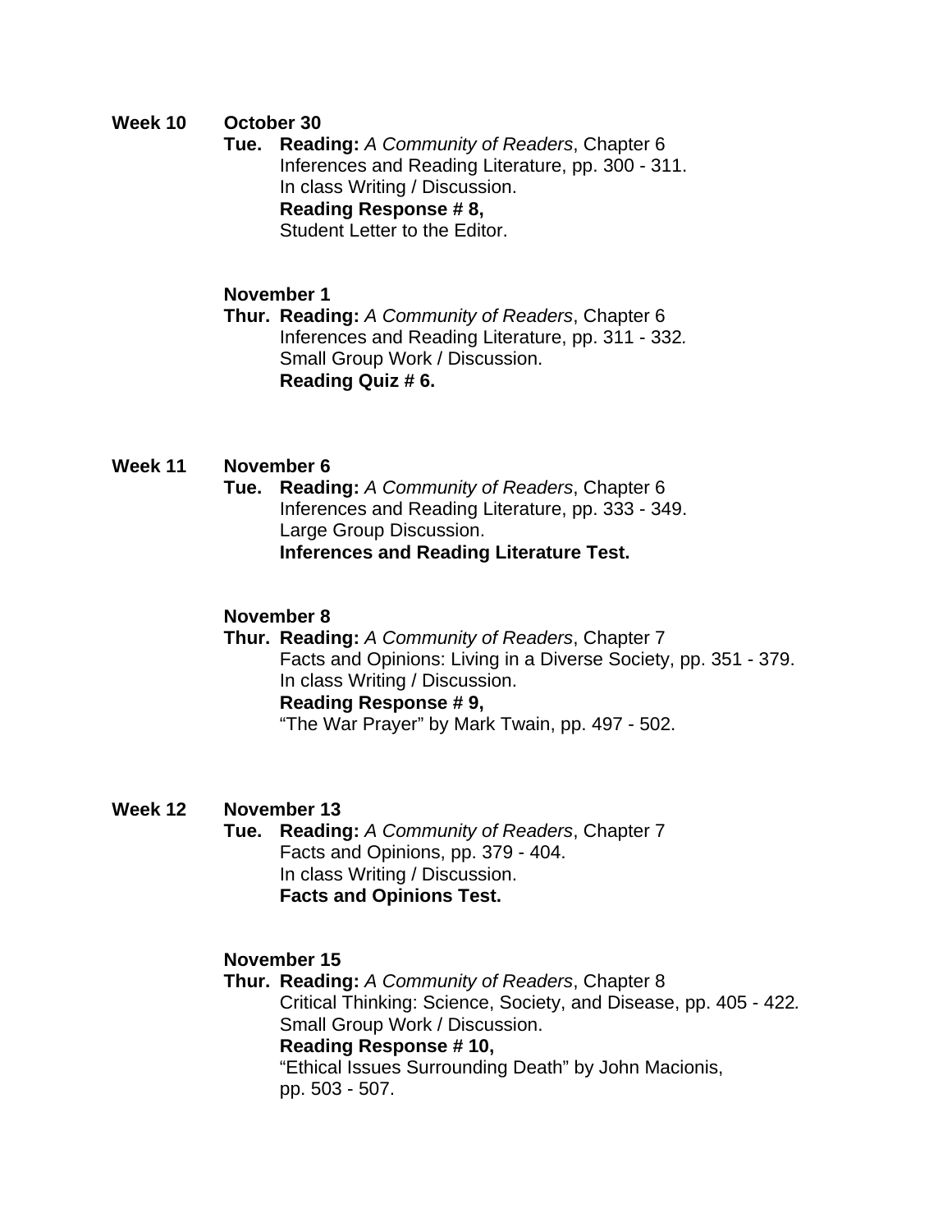**Week 10** **October 30**

**Tue.** **Reading:** *A Community of Readers*, Chapter 6
Inferences and Reading Literature, pp. 300 - 311.
In class Writing / Discussion.
**Reading Response # 8,**
Student Letter to the Editor.

**November 1**

**Thur.** **Reading:** *A Community of Readers*, Chapter 6
Inferences and Reading Literature, pp. 311 - 332.
Small Group Work / Discussion.
**Reading Quiz # 6.**

**Week 11** **November 6**

**Tue.** **Reading:** *A Community of Readers*, Chapter 6
Inferences and Reading Literature, pp. 333 - 349.
Large Group Discussion.
**Inferences and Reading Literature Test.**

**November 8**

**Thur.** **Reading:** *A Community of Readers*, Chapter 7
Facts and Opinions: Living in a Diverse Society, pp. 351 - 379.
In class Writing / Discussion.
**Reading Response # 9,**
"The War Prayer" by Mark Twain, pp. 497 - 502.

**Week 12** **November 13**

**Tue.** **Reading:** *A Community of Readers*, Chapter 7
Facts and Opinions, pp. 379 - 404.
In class Writing / Discussion.
**Facts and Opinions Test.**

**November 15**

**Thur.** **Reading:** *A Community of Readers*, Chapter 8
Critical Thinking: Science, Society, and Disease, pp. 405 - 422.
Small Group Work / Discussion.
**Reading Response # 10,**
"Ethical Issues Surrounding Death" by John Macionis,
pp. 503 - 507.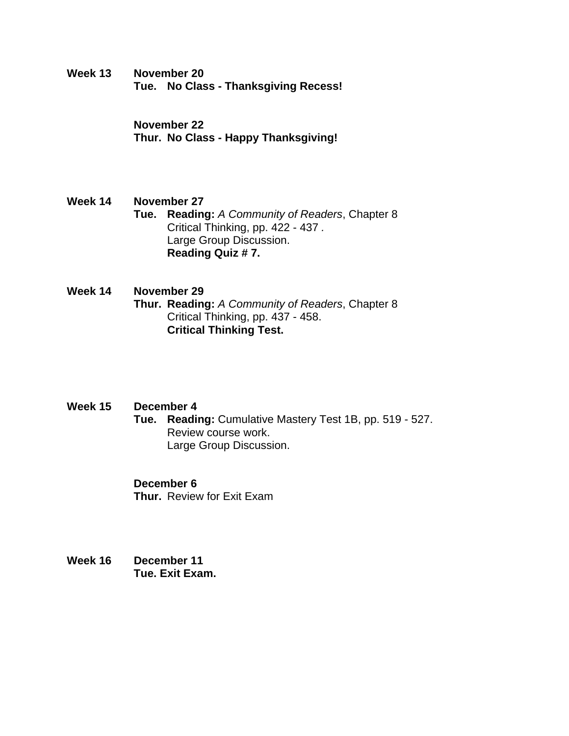**Week 13** **November 20**
**Tue. No Class - Thanksgiving Recess!**

**November 22**
**Thur. No Class - Happy Thanksgiving!**

**Week 14** **November 27**
**Tue. Reading:** *A Community of Readers*, Chapter 8
Critical Thinking, pp. 422 - 437 .
Large Group Discussion.
**Reading Quiz # 7.**

**Week 14** **November 29**
**Thur. Reading:** *A Community of Readers*, Chapter 8
Critical Thinking, pp. 437 - 458.
**Critical Thinking Test.**

**Week 15** **December 4**
**Tue. Reading:** Cumulative Mastery Test 1B, pp. 519 - 527.
Review course work.
Large Group Discussion.

**December 6**
**Thur.** Review for Exit Exam

**Week 16** **December 11**
**Tue. Exit Exam.**